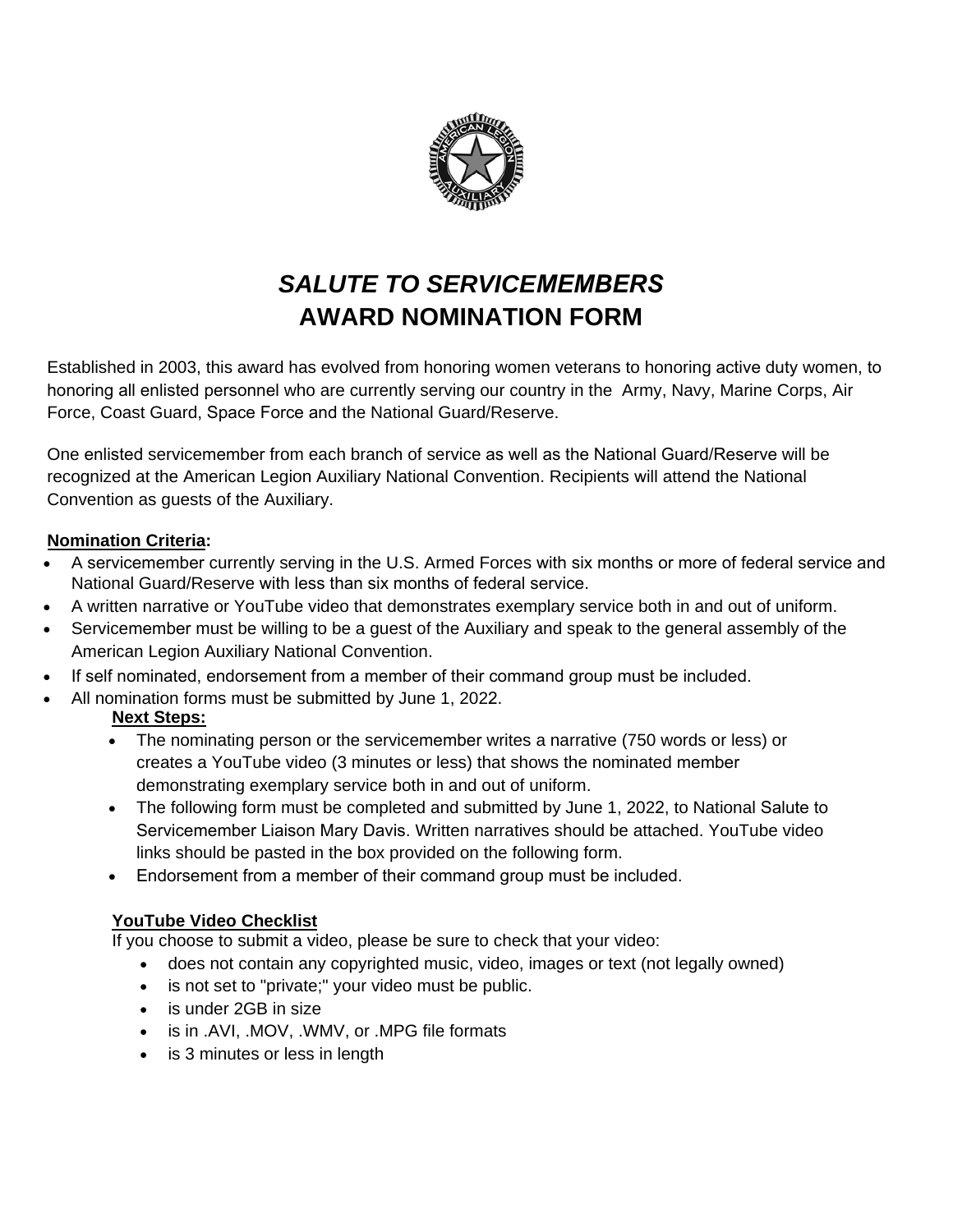# *SALUTE TO SERVICEMEMBERS*
# AWARD NOMINATION FORM

Established in 2003, this award has evolved from honoring women veterans to honoring active duty women, to honoring all enlisted personnel who are currently serving our country in the Army, Navy, Marine Corps, Air Force, Coast Guard, Space Force and the National Guard/Reserve.

One enlisted servicemember from each branch of service as well as the National Guard/Reserve will be recognized at the American Legion Auxiliary National Convention. Recipients will attend the National Convention as guests of the Auxiliary.

**Nomination Criteria:**

- A servicemember currently serving in the U.S. Armed Forces with six months or more of federal service and National Guard/Reserve with less than six months of federal service.
- A written narrative or YouTube video that demonstrates exemplary service both in and out of uniform.
- Servicemember must be willing to be a guest of the Auxiliary and speak to the general assembly of the American Legion Auxiliary National Convention.
- If self nominated, endorsement from a member of their command group must be included.
- All nomination forms must be submitted by June 1, 2022.

**Next Steps:**

- The nominating person or the servicemember writes a narrative (750 words or less) or creates a YouTube video (3 minutes or less) that shows the nominated member demonstrating exemplary service both in and out of uniform.
- The following form must be completed and submitted by June 1, 2022, to National Salute to Servicemember Liaison Mary Davis. Written narratives should be attached. YouTube video links should be pasted in the box provided on the following form.
- Endorsement from a member of their command group must be included.

**YouTube Video Checklist**

If you choose to submit a video, please be sure to check that your video:

- does not contain any copyrighted music, video, images or text (not legally owned)
- is not set to "private;" your video must be public.
- is under 2GB in size
- is in .AVI, .MOV, .WMV, or .MPG file formats
- is 3 minutes or less in length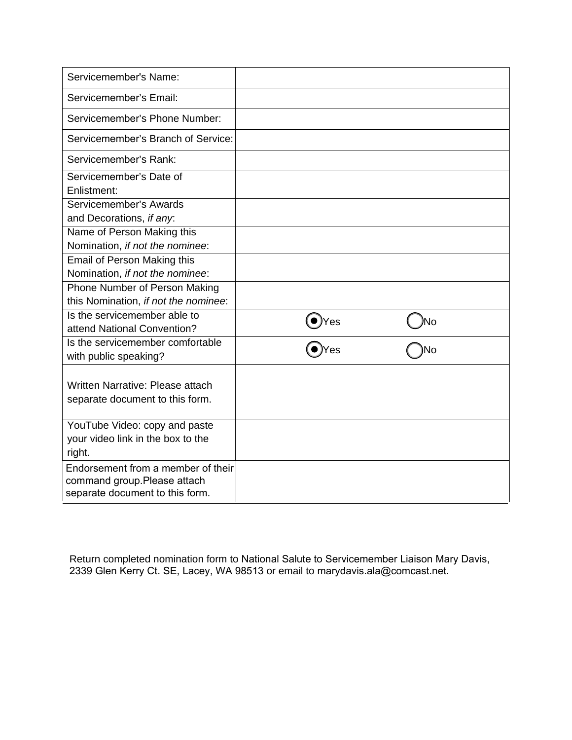| | |
|---|---|
| Servicemember's Name: | |
| Servicemember's Email: | |
| Servicemember's Phone Number: | |
| Servicemember's Branch of Service: | |
| Servicemember's Rank: | |
| Servicemember's Date of Enlistment: | |
| Servicemember's Awards and Decorations, *if any*: | |
| Name of Person Making this Nomination, *if not the nominee*: | |
| Email of Person Making this Nomination, *if not the nominee*: | |
| Phone Number of Person Making this Nomination, *if not the nominee*: | |
| Is the servicemember able to attend National Convention? | (•) Yes ( ) No |
| Is the servicemember comfortable with public speaking? | (•) Yes ( ) No |
| Written Narrative: Please attach separate document to this form. | |
| YouTube Video: copy and paste your video link in the box to the right. | |
| Endorsement from a member of their command group.Please attach separate document to this form. | |

Return completed nomination form to National Salute to Servicemember Liaison Mary Davis, 2339 Glen Kerry Ct. SE, Lacey, WA 98513 or email to marydavis.ala@comcast.net.